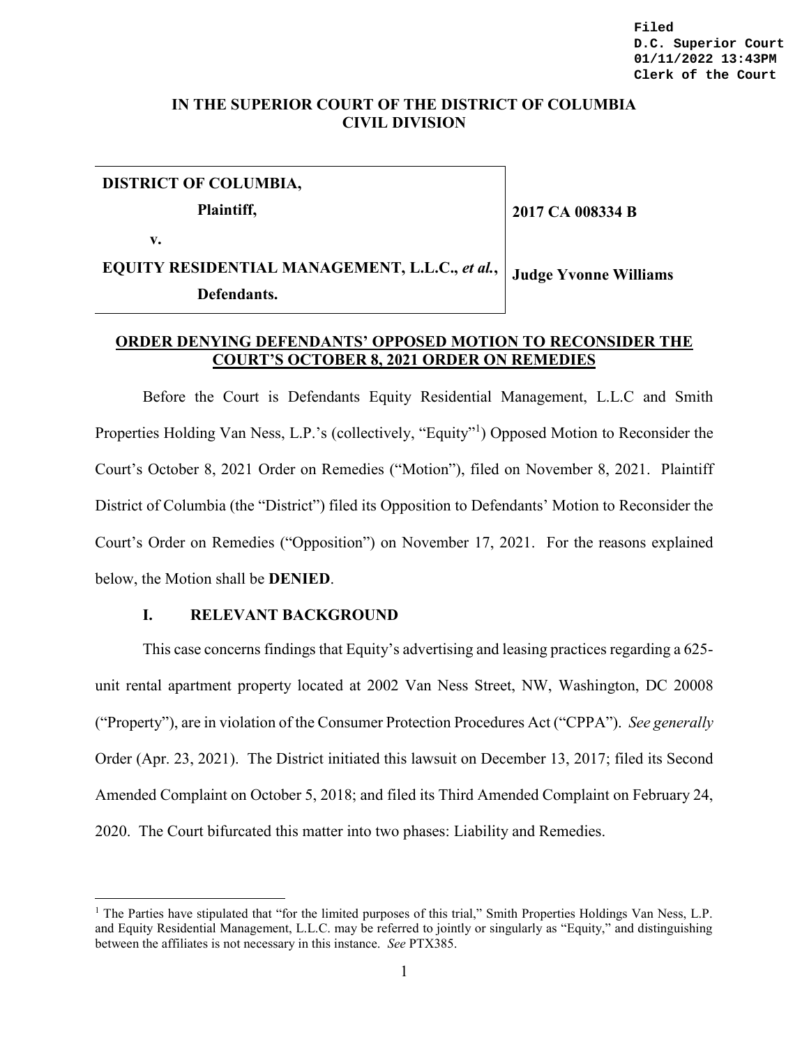Filed
D.C. Superior Court
01/11/2022 13:43PM
Clerk of the Court

**IN THE SUPERIOR COURT OF THE DISTRICT OF COLUMBIA**
**CIVIL DIVISION**

| | |
|---|---|
| **DISTRICT OF COLUMBIA,** | |
| **Plaintiff,** | **2017 CA 008334 B** |
| **v.** | |
| **EQUITY RESIDENTIAL MANAGEMENT, L.L.C.,** ***et al.*****,** | **Judge Yvonne Williams** |
| **Defendants.** | |

**ORDER DENYING DEFENDANTS' OPPOSED MOTION TO RECONSIDER THE COURT'S OCTOBER 8, 2021 ORDER ON REMEDIES**

Before the Court is Defendants Equity Residential Management, L.L.C and Smith Properties Holding Van Ness, L.P.'s (collectively, "Equity"[1]) Opposed Motion to Reconsider the Court's October 8, 2021 Order on Remedies ("Motion"), filed on November 8, 2021. Plaintiff District of Columbia (the "District") filed its Opposition to Defendants' Motion to Reconsider the Court's Order on Remedies ("Opposition") on November 17, 2021. For the reasons explained below, the Motion shall be **DENIED**.

## I. RELEVANT BACKGROUND

This case concerns findings that Equity's advertising and leasing practices regarding a 625-unit rental apartment property located at 2002 Van Ness Street, NW, Washington, DC 20008 ("Property"), are in violation of the Consumer Protection Procedures Act ("CPPA"). *See generally* Order (Apr. 23, 2021). The District initiated this lawsuit on December 13, 2017; filed its Second Amended Complaint on October 5, 2018; and filed its Third Amended Complaint on February 24, 2020. The Court bifurcated this matter into two phases: Liability and Remedies.

[1] The Parties have stipulated that "for the limited purposes of this trial," Smith Properties Holdings Van Ness, L.P. and Equity Residential Management, L.L.C. may be referred to jointly or singularly as "Equity," and distinguishing between the affiliates is not necessary in this instance. *See* PTX385.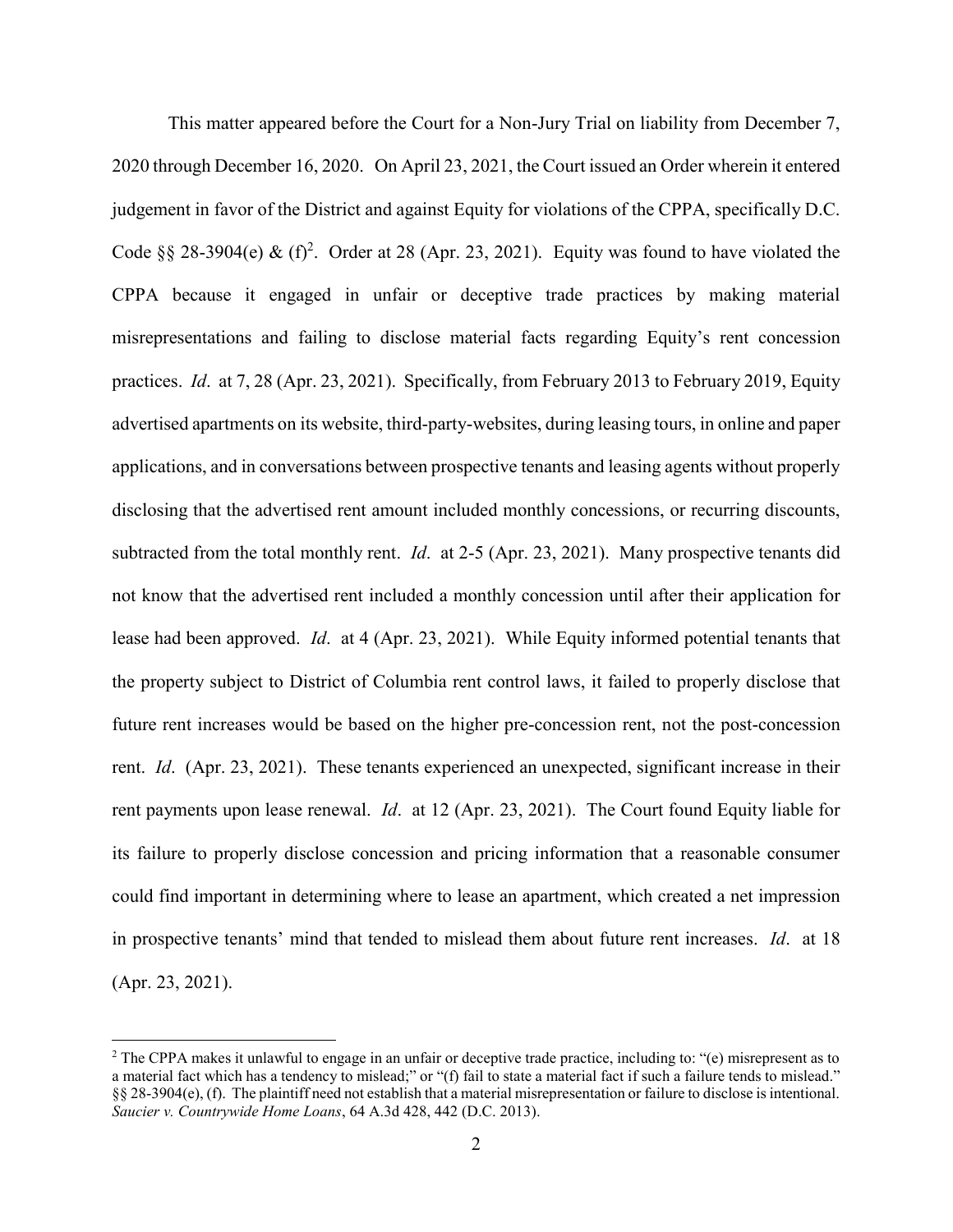This matter appeared before the Court for a Non-Jury Trial on liability from December 7, 2020 through December 16, 2020. On April 23, 2021, the Court issued an Order wherein it entered judgement in favor of the District and against Equity for violations of the CPPA, specifically D.C. Code §§ 28-3904(e) & (f)[2]. Order at 28 (Apr. 23, 2021). Equity was found to have violated the CPPA because it engaged in unfair or deceptive trade practices by making material misrepresentations and failing to disclose material facts regarding Equity's rent concession practices. *Id*. at 7, 28 (Apr. 23, 2021). Specifically, from February 2013 to February 2019, Equity advertised apartments on its website, third-party-websites, during leasing tours, in online and paper applications, and in conversations between prospective tenants and leasing agents without properly disclosing that the advertised rent amount included monthly concessions, or recurring discounts, subtracted from the total monthly rent. *Id*. at 2-5 (Apr. 23, 2021). Many prospective tenants did not know that the advertised rent included a monthly concession until after their application for lease had been approved. *Id*. at 4 (Apr. 23, 2021). While Equity informed potential tenants that the property subject to District of Columbia rent control laws, it failed to properly disclose that future rent increases would be based on the higher pre-concession rent, not the post-concession rent. *Id*. (Apr. 23, 2021). These tenants experienced an unexpected, significant increase in their rent payments upon lease renewal. *Id*. at 12 (Apr. 23, 2021). The Court found Equity liable for its failure to properly disclose concession and pricing information that a reasonable consumer could find important in determining where to lease an apartment, which created a net impression in prospective tenants' mind that tended to mislead them about future rent increases. *Id*. at 18 (Apr. 23, 2021).

[2] The CPPA makes it unlawful to engage in an unfair or deceptive trade practice, including to: "(e) misrepresent as to a material fact which has a tendency to mislead;" or "(f) fail to state a material fact if such a failure tends to mislead." §§ 28-3904(e), (f). The plaintiff need not establish that a material misrepresentation or failure to disclose is intentional. *Saucier v. Countrywide Home Loans*, 64 A.3d 428, 442 (D.C. 2013).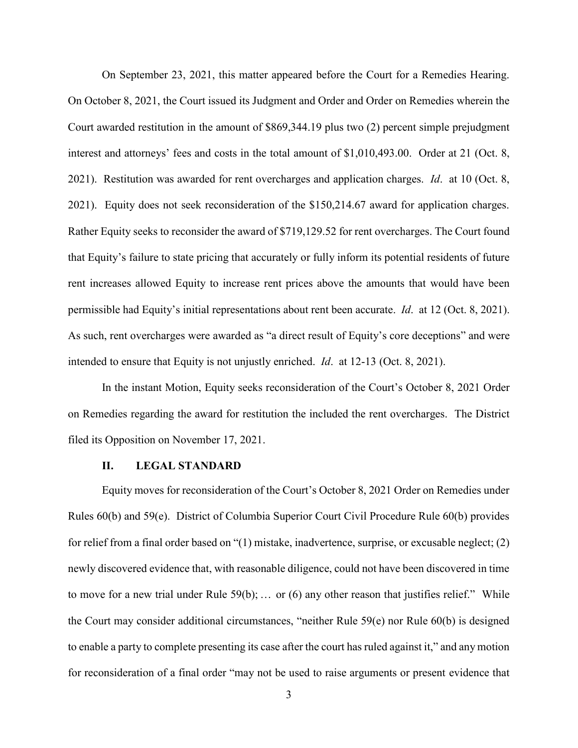On September 23, 2021, this matter appeared before the Court for a Remedies Hearing. On October 8, 2021, the Court issued its Judgment and Order and Order on Remedies wherein the Court awarded restitution in the amount of $869,344.19 plus two (2) percent simple prejudgment interest and attorneys' fees and costs in the total amount of $1,010,493.00. Order at 21 (Oct. 8, 2021). Restitution was awarded for rent overcharges and application charges. *Id*. at 10 (Oct. 8, 2021). Equity does not seek reconsideration of the $150,214.67 award for application charges. Rather Equity seeks to reconsider the award of $719,129.52 for rent overcharges. The Court found that Equity's failure to state pricing that accurately or fully inform its potential residents of future rent increases allowed Equity to increase rent prices above the amounts that would have been permissible had Equity's initial representations about rent been accurate. *Id*. at 12 (Oct. 8, 2021). As such, rent overcharges were awarded as "a direct result of Equity's core deceptions" and were intended to ensure that Equity is not unjustly enriched. *Id*. at 12-13 (Oct. 8, 2021).

In the instant Motion, Equity seeks reconsideration of the Court's October 8, 2021 Order on Remedies regarding the award for restitution the included the rent overcharges. The District filed its Opposition on November 17, 2021.

## II. LEGAL STANDARD

Equity moves for reconsideration of the Court's October 8, 2021 Order on Remedies under Rules 60(b) and 59(e). District of Columbia Superior Court Civil Procedure Rule 60(b) provides for relief from a final order based on "(1) mistake, inadvertence, surprise, or excusable neglect; (2) newly discovered evidence that, with reasonable diligence, could not have been discovered in time to move for a new trial under Rule 59(b); … or (6) any other reason that justifies relief." While the Court may consider additional circumstances, "neither Rule 59(e) nor Rule 60(b) is designed to enable a party to complete presenting its case after the court has ruled against it," and any motion for reconsideration of a final order "may not be used to raise arguments or present evidence that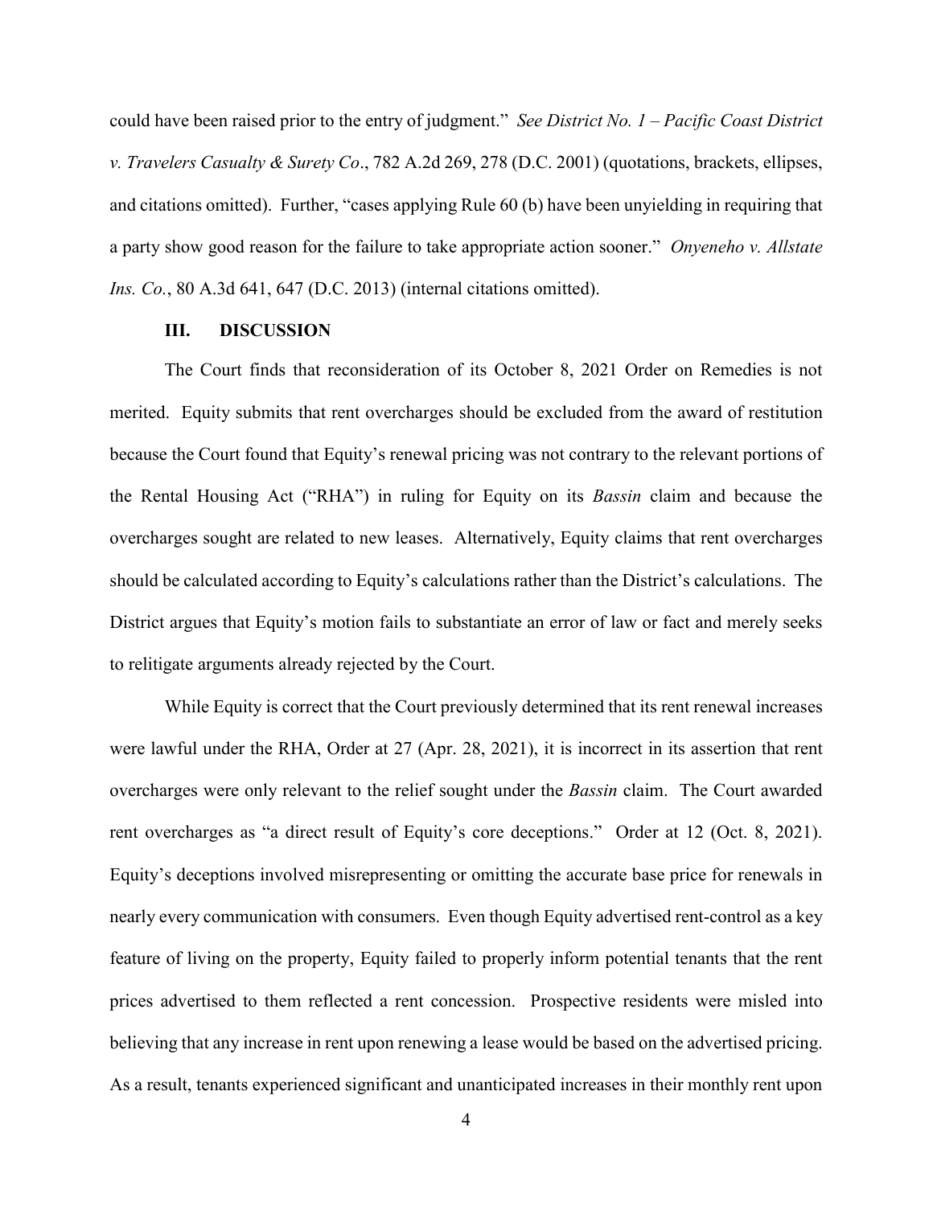could have been raised prior to the entry of judgment." *See District No. 1 – Pacific Coast District v. Travelers Casualty & Surety Co*., 782 A.2d 269, 278 (D.C. 2001) (quotations, brackets, ellipses, and citations omitted). Further, "cases applying Rule 60 (b) have been unyielding in requiring that a party show good reason for the failure to take appropriate action sooner." *Onyeneho v. Allstate Ins. Co.*, 80 A.3d 641, 647 (D.C. 2013) (internal citations omitted).

## III. DISCUSSION

The Court finds that reconsideration of its October 8, 2021 Order on Remedies is not merited. Equity submits that rent overcharges should be excluded from the award of restitution because the Court found that Equity's renewal pricing was not contrary to the relevant portions of the Rental Housing Act ("RHA") in ruling for Equity on its *Bassin* claim and because the overcharges sought are related to new leases. Alternatively, Equity claims that rent overcharges should be calculated according to Equity's calculations rather than the District's calculations. The District argues that Equity's motion fails to substantiate an error of law or fact and merely seeks to relitigate arguments already rejected by the Court.

While Equity is correct that the Court previously determined that its rent renewal increases were lawful under the RHA, Order at 27 (Apr. 28, 2021), it is incorrect in its assertion that rent overcharges were only relevant to the relief sought under the *Bassin* claim. The Court awarded rent overcharges as "a direct result of Equity's core deceptions." Order at 12 (Oct. 8, 2021). Equity's deceptions involved misrepresenting or omitting the accurate base price for renewals in nearly every communication with consumers. Even though Equity advertised rent-control as a key feature of living on the property, Equity failed to properly inform potential tenants that the rent prices advertised to them reflected a rent concession. Prospective residents were misled into believing that any increase in rent upon renewing a lease would be based on the advertised pricing. As a result, tenants experienced significant and unanticipated increases in their monthly rent upon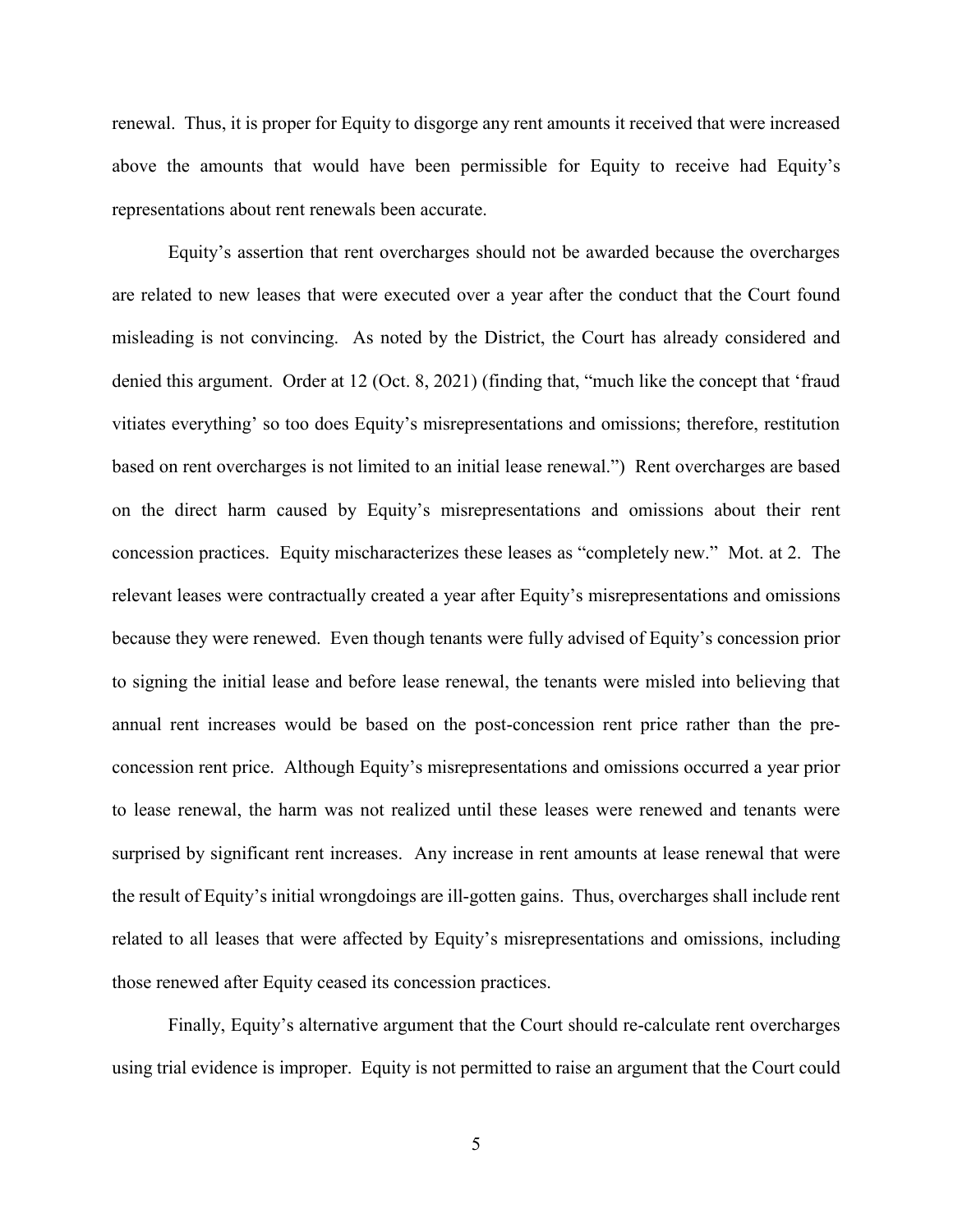renewal. Thus, it is proper for Equity to disgorge any rent amounts it received that were increased above the amounts that would have been permissible for Equity to receive had Equity's representations about rent renewals been accurate.

Equity's assertion that rent overcharges should not be awarded because the overcharges are related to new leases that were executed over a year after the conduct that the Court found misleading is not convincing. As noted by the District, the Court has already considered and denied this argument. Order at 12 (Oct. 8, 2021) (finding that, "much like the concept that 'fraud vitiates everything' so too does Equity's misrepresentations and omissions; therefore, restitution based on rent overcharges is not limited to an initial lease renewal.") Rent overcharges are based on the direct harm caused by Equity's misrepresentations and omissions about their rent concession practices. Equity mischaracterizes these leases as "completely new." Mot. at 2. The relevant leases were contractually created a year after Equity's misrepresentations and omissions because they were renewed. Even though tenants were fully advised of Equity's concession prior to signing the initial lease and before lease renewal, the tenants were misled into believing that annual rent increases would be based on the post-concession rent price rather than the pre-concession rent price. Although Equity's misrepresentations and omissions occurred a year prior to lease renewal, the harm was not realized until these leases were renewed and tenants were surprised by significant rent increases. Any increase in rent amounts at lease renewal that were the result of Equity's initial wrongdoings are ill-gotten gains. Thus, overcharges shall include rent related to all leases that were affected by Equity's misrepresentations and omissions, including those renewed after Equity ceased its concession practices.

Finally, Equity's alternative argument that the Court should re-calculate rent overcharges using trial evidence is improper. Equity is not permitted to raise an argument that the Court could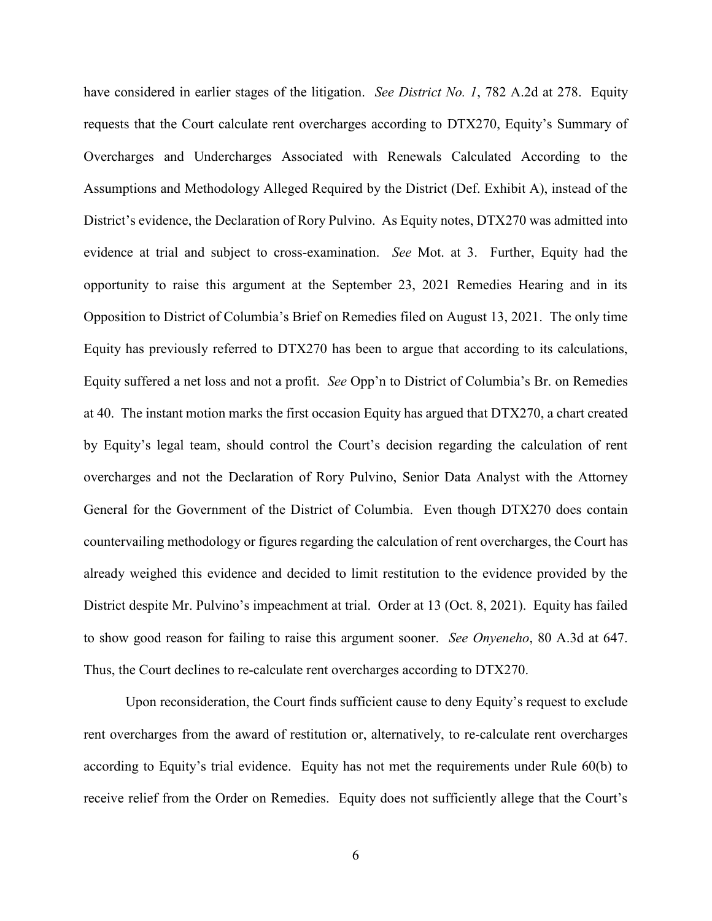have considered in earlier stages of the litigation. *See District No. 1*, 782 A.2d at 278. Equity requests that the Court calculate rent overcharges according to DTX270, Equity's Summary of Overcharges and Undercharges Associated with Renewals Calculated According to the Assumptions and Methodology Alleged Required by the District (Def. Exhibit A), instead of the District's evidence, the Declaration of Rory Pulvino. As Equity notes, DTX270 was admitted into evidence at trial and subject to cross-examination. *See* Mot. at 3. Further, Equity had the opportunity to raise this argument at the September 23, 2021 Remedies Hearing and in its Opposition to District of Columbia's Brief on Remedies filed on August 13, 2021. The only time Equity has previously referred to DTX270 has been to argue that according to its calculations, Equity suffered a net loss and not a profit. *See* Opp'n to District of Columbia's Br. on Remedies at 40. The instant motion marks the first occasion Equity has argued that DTX270, a chart created by Equity's legal team, should control the Court's decision regarding the calculation of rent overcharges and not the Declaration of Rory Pulvino, Senior Data Analyst with the Attorney General for the Government of the District of Columbia. Even though DTX270 does contain countervailing methodology or figures regarding the calculation of rent overcharges, the Court has already weighed this evidence and decided to limit restitution to the evidence provided by the District despite Mr. Pulvino's impeachment at trial. Order at 13 (Oct. 8, 2021). Equity has failed to show good reason for failing to raise this argument sooner. *See Onyeneho*, 80 A.3d at 647. Thus, the Court declines to re-calculate rent overcharges according to DTX270.

Upon reconsideration, the Court finds sufficient cause to deny Equity's request to exclude rent overcharges from the award of restitution or, alternatively, to re-calculate rent overcharges according to Equity's trial evidence. Equity has not met the requirements under Rule 60(b) to receive relief from the Order on Remedies. Equity does not sufficiently allege that the Court's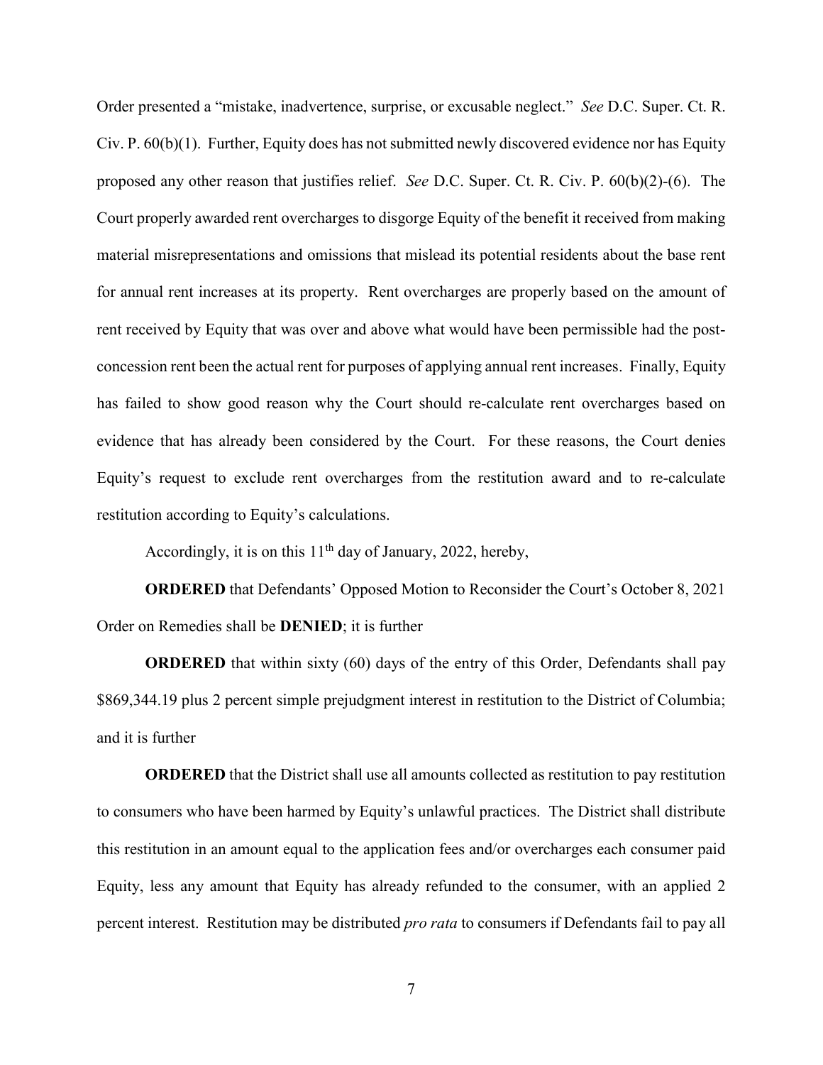Order presented a "mistake, inadvertence, surprise, or excusable neglect." *See* D.C. Super. Ct. R. Civ. P. 60(b)(1). Further, Equity does has not submitted newly discovered evidence nor has Equity proposed any other reason that justifies relief. *See* D.C. Super. Ct. R. Civ. P. 60(b)(2)-(6). The Court properly awarded rent overcharges to disgorge Equity of the benefit it received from making material misrepresentations and omissions that mislead its potential residents about the base rent for annual rent increases at its property. Rent overcharges are properly based on the amount of rent received by Equity that was over and above what would have been permissible had the post-concession rent been the actual rent for purposes of applying annual rent increases. Finally, Equity has failed to show good reason why the Court should re-calculate rent overcharges based on evidence that has already been considered by the Court. For these reasons, the Court denies Equity's request to exclude rent overcharges from the restitution award and to re-calculate restitution according to Equity's calculations.

Accordingly, it is on this 11th day of January, 2022, hereby,

**ORDERED** that Defendants' Opposed Motion to Reconsider the Court's October 8, 2021 Order on Remedies shall be **DENIED**; it is further

**ORDERED** that within sixty (60) days of the entry of this Order, Defendants shall pay $869,344.19 plus 2 percent simple prejudgment interest in restitution to the District of Columbia; and it is further

**ORDERED** that the District shall use all amounts collected as restitution to pay restitution to consumers who have been harmed by Equity's unlawful practices. The District shall distribute this restitution in an amount equal to the application fees and/or overcharges each consumer paid Equity, less any amount that Equity has already refunded to the consumer, with an applied 2 percent interest. Restitution may be distributed *pro rata* to consumers if Defendants fail to pay all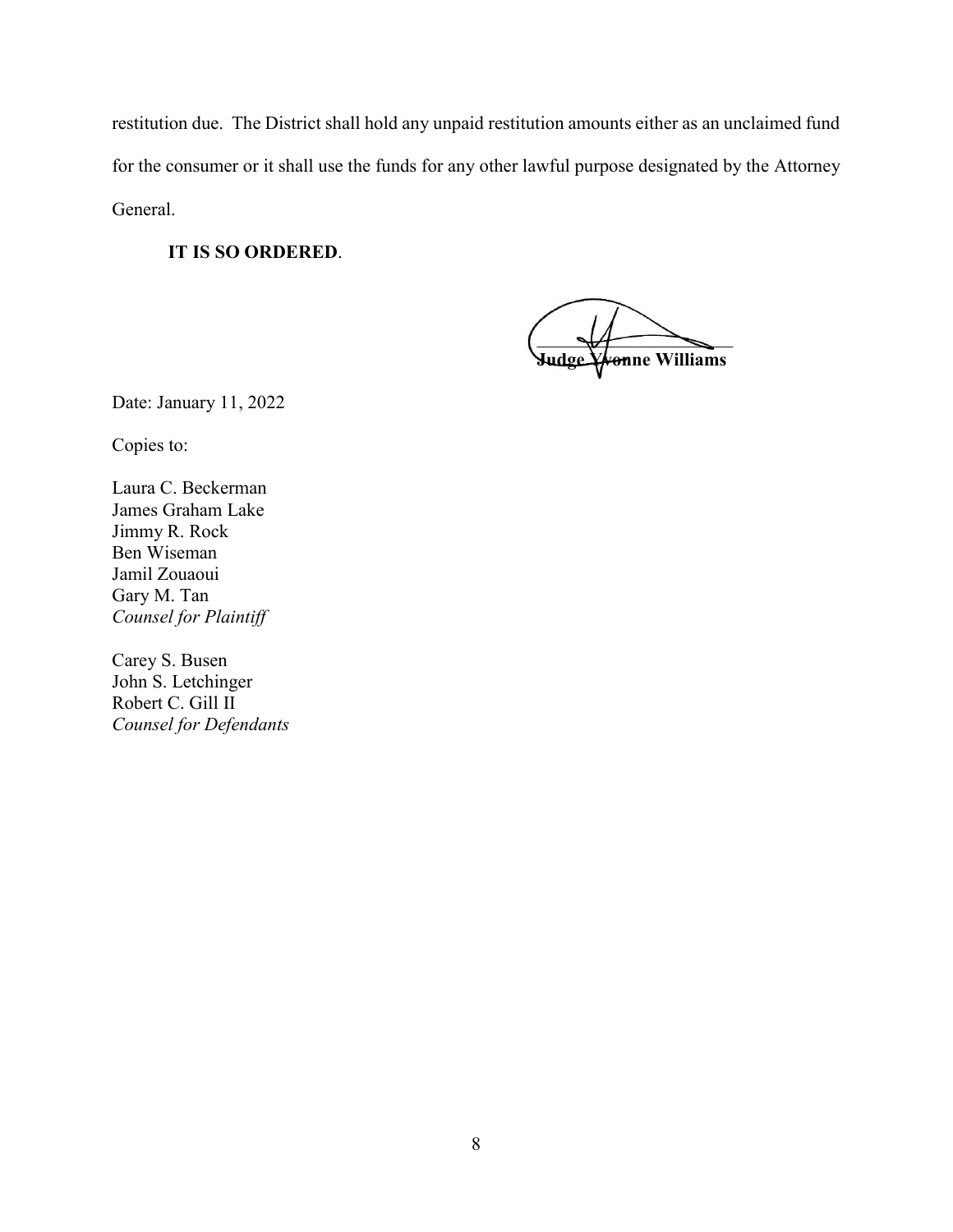restitution due. The District shall hold any unpaid restitution amounts either as an unclaimed fund for the consumer or it shall use the funds for any other lawful purpose designated by the Attorney General.

**IT IS SO ORDERED**.

**Judge Yvonne Williams**

Date: January 11, 2022

Copies to:

Laura C. Beckerman
James Graham Lake
Jimmy R. Rock
Ben Wiseman
Jamil Zouaoui
Gary M. Tan
*Counsel for Plaintiff*

Carey S. Busen
John S. Letchinger
Robert C. Gill II
*Counsel for Defendants*